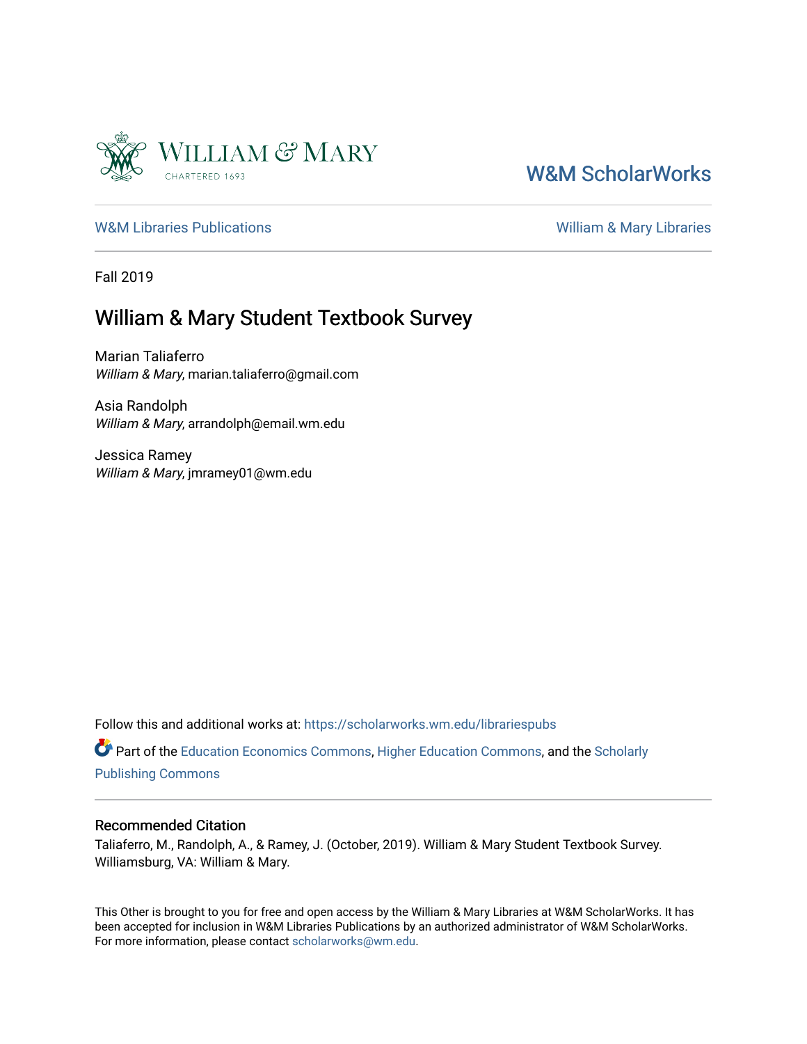William & Mary

CHARTERED 1693

W&M ScholarWorks

W&M Libraries Publications | William & Mary Libraries

Fall 2019

# William & Mary Student Textbook Survey

Marian Taliaferro
*William & Mary*, marian.taliaferro@gmail.com

Asia Randolph
*William & Mary*, arrandolph@email.wm.edu

Jessica Ramey
*William & Mary*, jmramey01@wm.edu

Follow this and additional works at: https://scholarworks.wm.edu/librariespubs

Part of the Education Economics Commons, Higher Education Commons, and the Scholarly Publishing Commons

## Recommended Citation

Taliaferro, M., Randolph, A., & Ramey, J. (October, 2019). William & Mary Student Textbook Survey. Williamsburg, VA: William & Mary.

This Other is brought to you for free and open access by the William & Mary Libraries at W&M ScholarWorks. It has been accepted for inclusion in W&M Libraries Publications by an authorized administrator of W&M ScholarWorks. For more information, please contact scholarworks@wm.edu.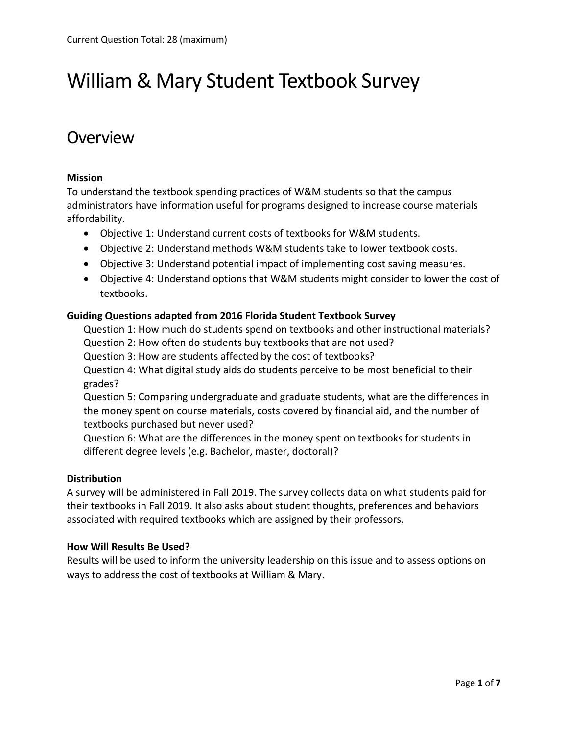Current Question Total: 28 (maximum)

# William & Mary Student Textbook Survey

## Overview

**Mission**
To understand the textbook spending practices of W&M students so that the campus administrators have information useful for programs designed to increase course materials affordability.

- Objective 1: Understand current costs of textbooks for W&M students.
- Objective 2: Understand methods W&M students take to lower textbook costs.
- Objective 3: Understand potential impact of implementing cost saving measures.
- Objective 4: Understand options that W&M students might consider to lower the cost of textbooks.

**Guiding Questions adapted from 2016 Florida Student Textbook Survey**

Question 1: How much do students spend on textbooks and other instructional materials?
Question 2: How often do students buy textbooks that are not used?
Question 3: How are students affected by the cost of textbooks?
Question 4: What digital study aids do students perceive to be most beneficial to their grades?
Question 5: Comparing undergraduate and graduate students, what are the differences in the money spent on course materials, costs covered by financial aid, and the number of textbooks purchased but never used?
Question 6: What are the differences in the money spent on textbooks for students in different degree levels (e.g. Bachelor, master, doctoral)?

**Distribution**
A survey will be administered in Fall 2019. The survey collects data on what students paid for their textbooks in Fall 2019. It also asks about student thoughts, preferences and behaviors associated with required textbooks which are assigned by their professors.

**How Will Results Be Used?**
Results will be used to inform the university leadership on this issue and to assess options on ways to address the cost of textbooks at William & Mary.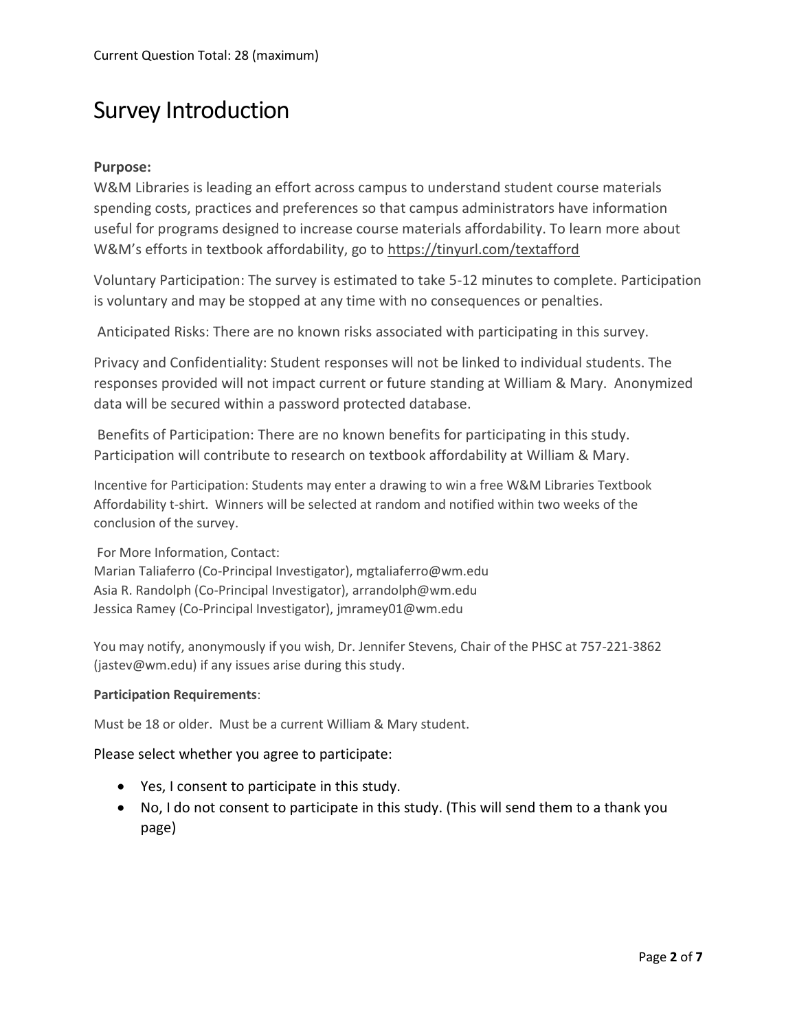Current Question Total: 28 (maximum)

# Survey Introduction

**Purpose:**
W&M Libraries is leading an effort across campus to understand student course materials spending costs, practices and preferences so that campus administrators have information useful for programs designed to increase course materials affordability. To learn more about W&M's efforts in textbook affordability, go to https://tinyurl.com/textafford

Voluntary Participation: The survey is estimated to take 5-12 minutes to complete. Participation is voluntary and may be stopped at any time with no consequences or penalties.

Anticipated Risks: There are no known risks associated with participating in this survey.

Privacy and Confidentiality: Student responses will not be linked to individual students. The responses provided will not impact current or future standing at William & Mary. Anonymized data will be secured within a password protected database.

Benefits of Participation: There are no known benefits for participating in this study. Participation will contribute to research on textbook affordability at William & Mary.

Incentive for Participation: Students may enter a drawing to win a free W&M Libraries Textbook Affordability t-shirt. Winners will be selected at random and notified within two weeks of the conclusion of the survey.

For More Information, Contact:
Marian Taliaferro (Co-Principal Investigator), mgtaliaferro@wm.edu
Asia R. Randolph (Co-Principal Investigator), arrandolph@wm.edu
Jessica Ramey (Co-Principal Investigator), jmramey01@wm.edu

You may notify, anonymously if you wish, Dr. Jennifer Stevens, Chair of the PHSC at 757-221-3862 (jastev@wm.edu) if any issues arise during this study.

**Participation Requirements**:

Must be 18 or older. Must be a current William & Mary student.

Please select whether you agree to participate:

- Yes, I consent to participate in this study.
- No, I do not consent to participate in this study. (This will send them to a thank you page)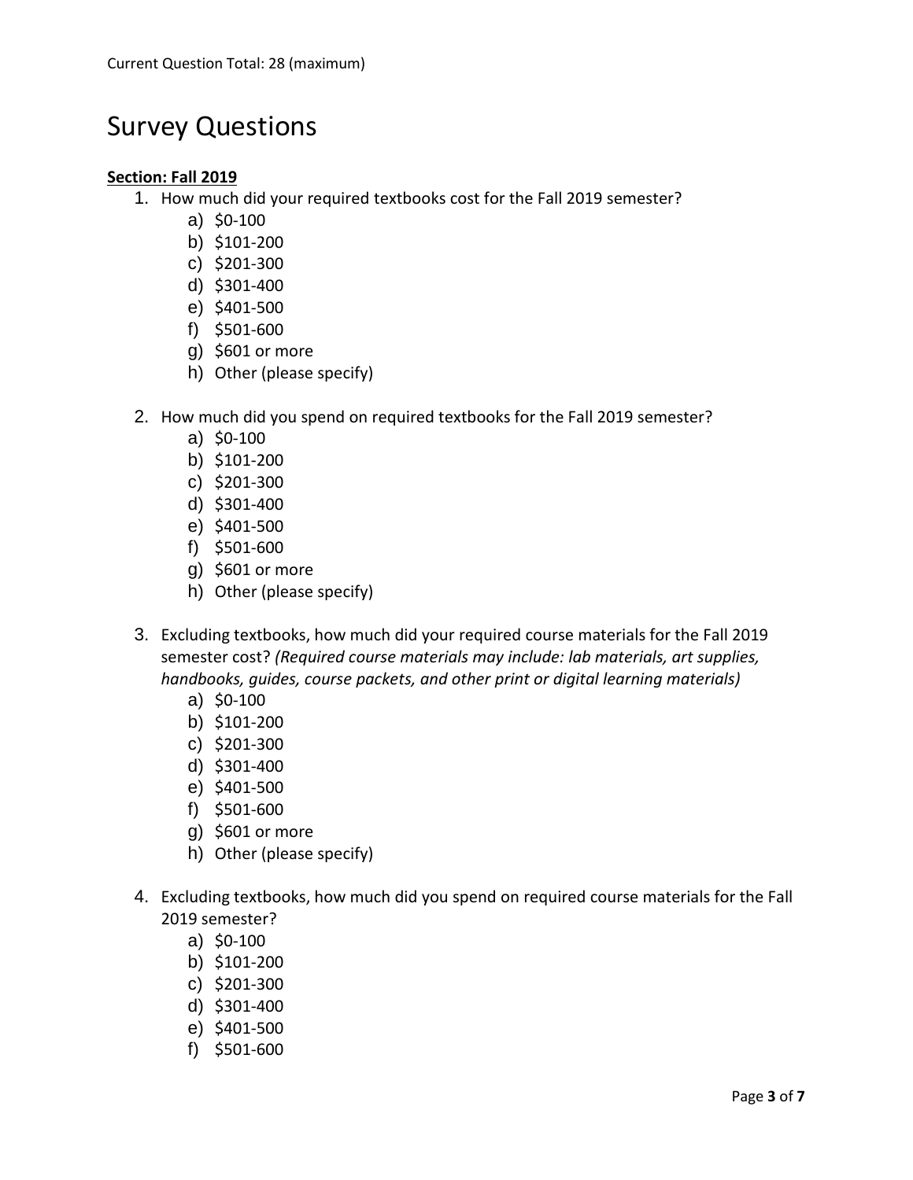Current Question Total: 28 (maximum)

# Survey Questions

**Section: Fall 2019**

1. How much did your required textbooks cost for the Fall 2019 semester?
   a) $0-100
   b) $101-200
   c) $201-300
   d) $301-400
   e) $401-500
   f) $501-600
   g) $601 or more
   h) Other (please specify)

2. How much did you spend on required textbooks for the Fall 2019 semester?
   a) $0-100
   b) $101-200
   c) $201-300
   d) $301-400
   e) $401-500
   f) $501-600
   g) $601 or more
   h) Other (please specify)

3. Excluding textbooks, how much did your required course materials for the Fall 2019 semester cost? *(Required course materials may include: lab materials, art supplies, handbooks, guides, course packets, and other print or digital learning materials)*
   a) $0-100
   b) $101-200
   c) $201-300
   d) $301-400
   e) $401-500
   f) $501-600
   g) $601 or more
   h) Other (please specify)

4. Excluding textbooks, how much did you spend on required course materials for the Fall 2019 semester?
   a) $0-100
   b) $101-200
   c) $201-300
   d) $301-400
   e) $401-500
   f) $501-600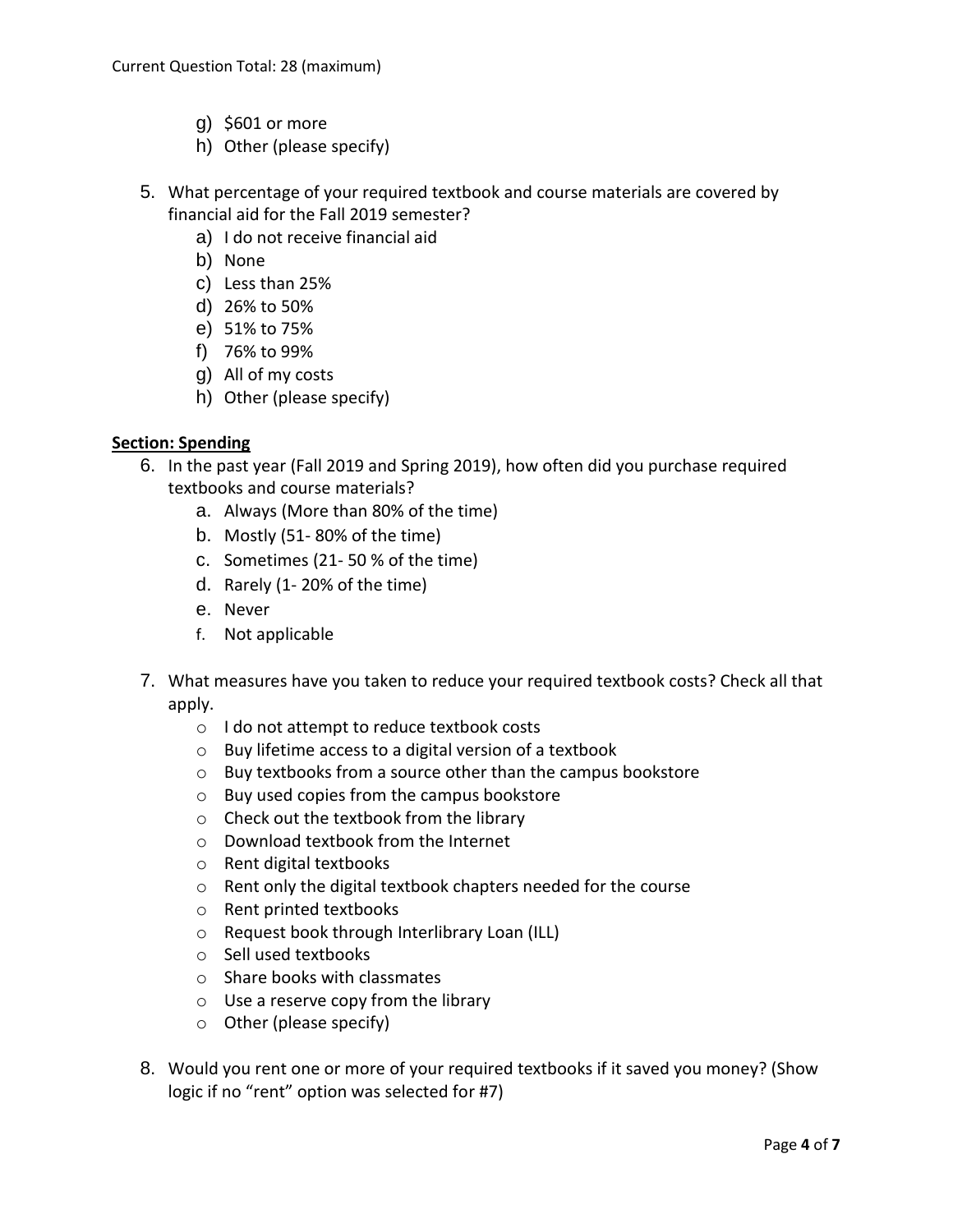Current Question Total: 28 (maximum)

g) $601 or more
h) Other (please specify)

5. What percentage of your required textbook and course materials are covered by financial aid for the Fall 2019 semester?
   a) I do not receive financial aid
   b) None
   c) Less than 25%
   d) 26% to 50%
   e) 51% to 75%
   f) 76% to 99%
   g) All of my costs
   h) Other (please specify)

**Section: Spending**

6. In the past year (Fall 2019 and Spring 2019), how often did you purchase required textbooks and course materials?
   a. Always (More than 80% of the time)
   b. Mostly (51- 80% of the time)
   c. Sometimes (21- 50 % of the time)
   d. Rarely (1- 20% of the time)
   e. Never
   f. Not applicable

7. What measures have you taken to reduce your required textbook costs? Check all that apply.
   - I do not attempt to reduce textbook costs
   - Buy lifetime access to a digital version of a textbook
   - Buy textbooks from a source other than the campus bookstore
   - Buy used copies from the campus bookstore
   - Check out the textbook from the library
   - Download textbook from the Internet
   - Rent digital textbooks
   - Rent only the digital textbook chapters needed for the course
   - Rent printed textbooks
   - Request book through Interlibrary Loan (ILL)
   - Sell used textbooks
   - Share books with classmates
   - Use a reserve copy from the library
   - Other (please specify)

8. Would you rent one or more of your required textbooks if it saved you money? (Show logic if no "rent" option was selected for #7)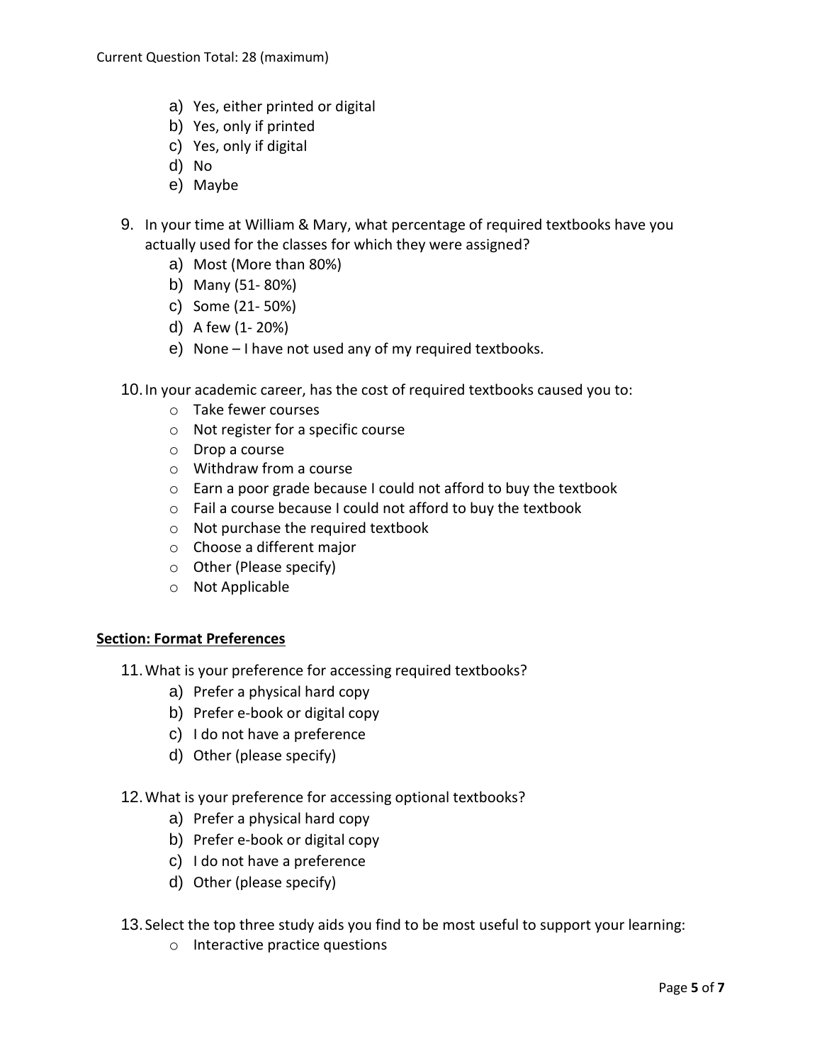Current Question Total: 28 (maximum)

a) Yes, either printed or digital
b) Yes, only if printed
c) Yes, only if digital
d) No
e) Maybe

9. In your time at William & Mary, what percentage of required textbooks have you actually used for the classes for which they were assigned?
   a) Most (More than 80%)
   b) Many (51- 80%)
   c) Some (21- 50%)
   d) A few (1- 20%)
   e) None – I have not used any of my required textbooks.

10. In your academic career, has the cost of required textbooks caused you to:
    - Take fewer courses
    - Not register for a specific course
    - Drop a course
    - Withdraw from a course
    - Earn a poor grade because I could not afford to buy the textbook
    - Fail a course because I could not afford to buy the textbook
    - Not purchase the required textbook
    - Choose a different major
    - Other (Please specify)
    - Not Applicable

**Section: Format Preferences**

11. What is your preference for accessing required textbooks?
    a) Prefer a physical hard copy
    b) Prefer e-book or digital copy
    c) I do not have a preference
    d) Other (please specify)

12. What is your preference for accessing optional textbooks?
    a) Prefer a physical hard copy
    b) Prefer e-book or digital copy
    c) I do not have a preference
    d) Other (please specify)

13. Select the top three study aids you find to be most useful to support your learning:
    - Interactive practice questions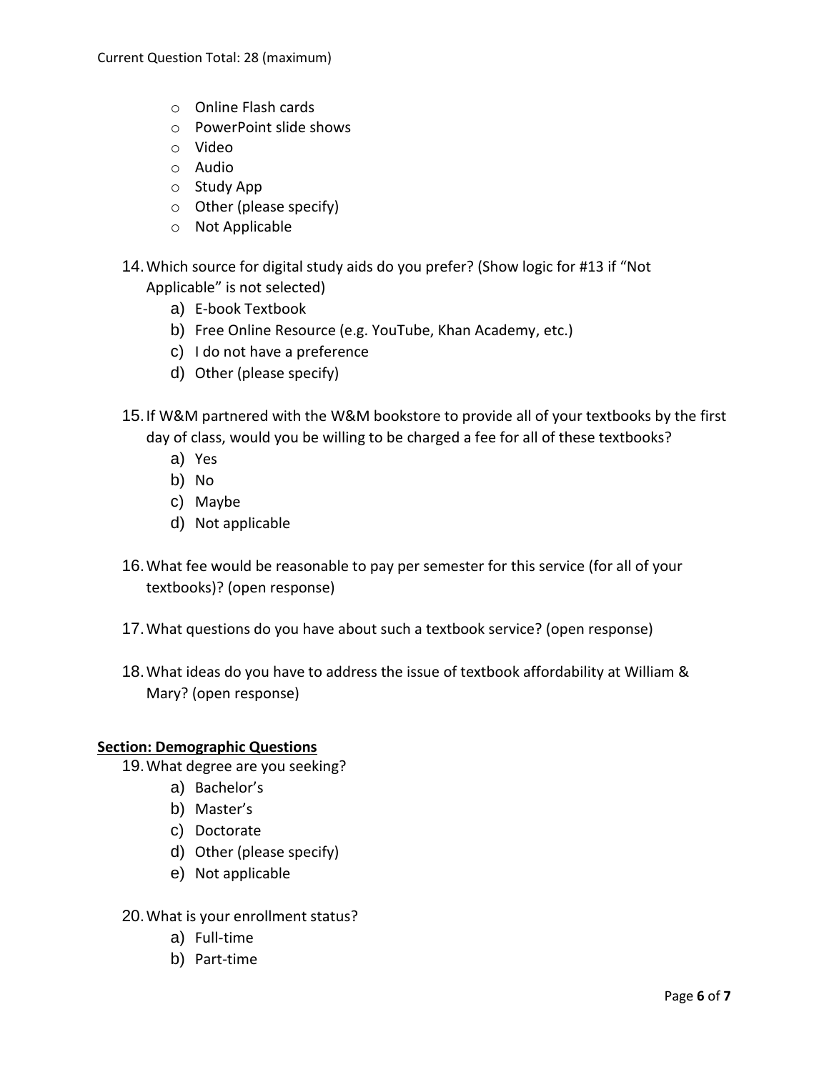Current Question Total: 28 (maximum)

- Online Flash cards
- PowerPoint slide shows
- Video
- Audio
- Study App
- Other (please specify)
- Not Applicable

14. Which source for digital study aids do you prefer? (Show logic for #13 if "Not Applicable" is not selected)
    a) E-book Textbook
    b) Free Online Resource (e.g. YouTube, Khan Academy, etc.)
    c) I do not have a preference
    d) Other (please specify)

15. If W&M partnered with the W&M bookstore to provide all of your textbooks by the first day of class, would you be willing to be charged a fee for all of these textbooks?
    a) Yes
    b) No
    c) Maybe
    d) Not applicable

16. What fee would be reasonable to pay per semester for this service (for all of your textbooks)? (open response)

17. What questions do you have about such a textbook service? (open response)

18. What ideas do you have to address the issue of textbook affordability at William & Mary? (open response)

**Section: Demographic Questions**

19. What degree are you seeking?
    a) Bachelor's
    b) Master's
    c) Doctorate
    d) Other (please specify)
    e) Not applicable

20. What is your enrollment status?
    a) Full-time
    b) Part-time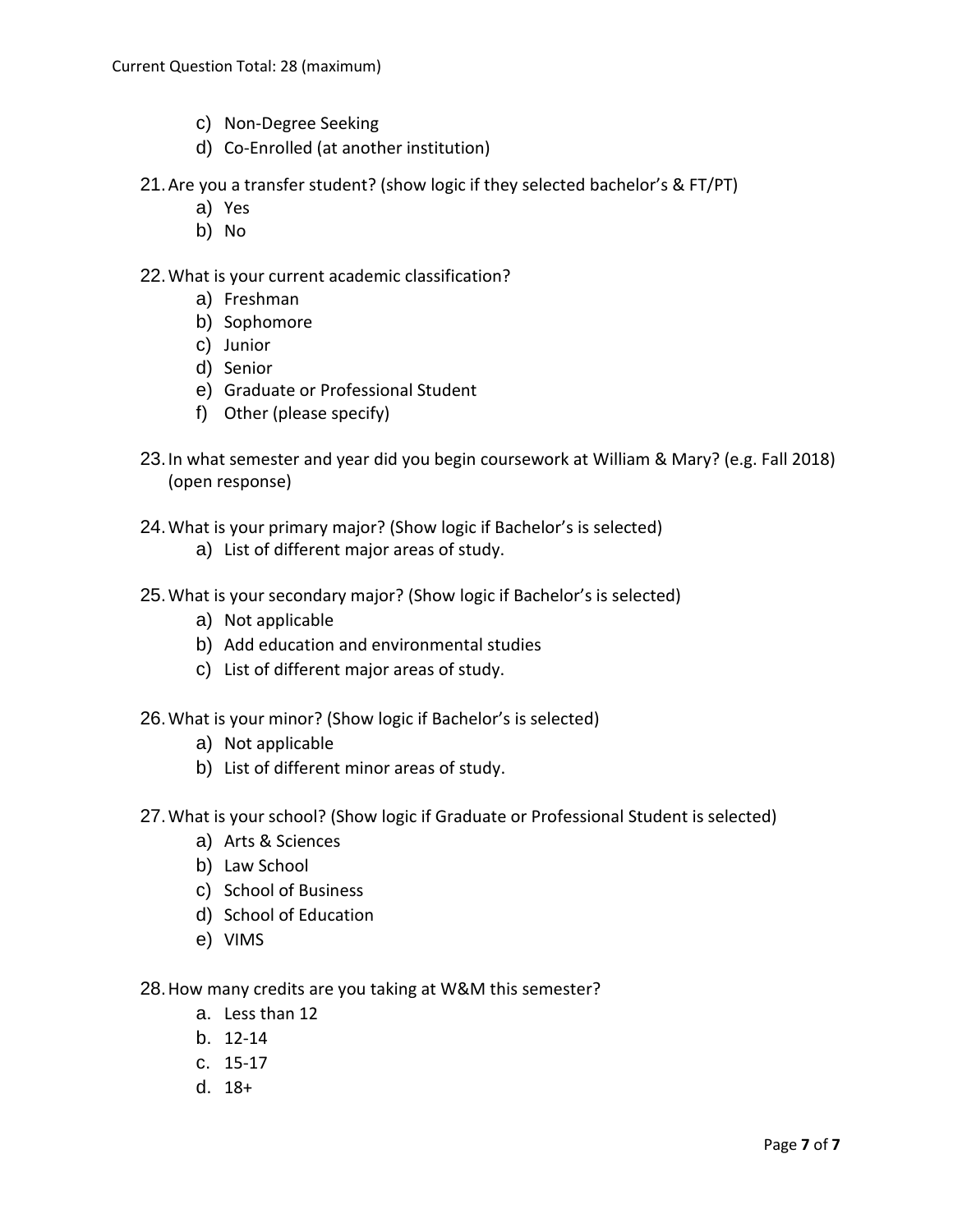Current Question Total: 28 (maximum)

c) Non-Degree Seeking
d) Co-Enrolled (at another institution)

21. Are you a transfer student? (show logic if they selected bachelor's & FT/PT)
    a) Yes
    b) No

22. What is your current academic classification?
    a) Freshman
    b) Sophomore
    c) Junior
    d) Senior
    e) Graduate or Professional Student
    f) Other (please specify)

23. In what semester and year did you begin coursework at William & Mary? (e.g. Fall 2018) (open response)

24. What is your primary major? (Show logic if Bachelor's is selected)
    a) List of different major areas of study.

25. What is your secondary major? (Show logic if Bachelor's is selected)
    a) Not applicable
    b) Add education and environmental studies
    c) List of different major areas of study.

26. What is your minor? (Show logic if Bachelor's is selected)
    a) Not applicable
    b) List of different minor areas of study.

27. What is your school? (Show logic if Graduate or Professional Student is selected)
    a) Arts & Sciences
    b) Law School
    c) School of Business
    d) School of Education
    e) VIMS

28. How many credits are you taking at W&M this semester?
    a. Less than 12
    b. 12-14
    c. 15-17
    d. 18+